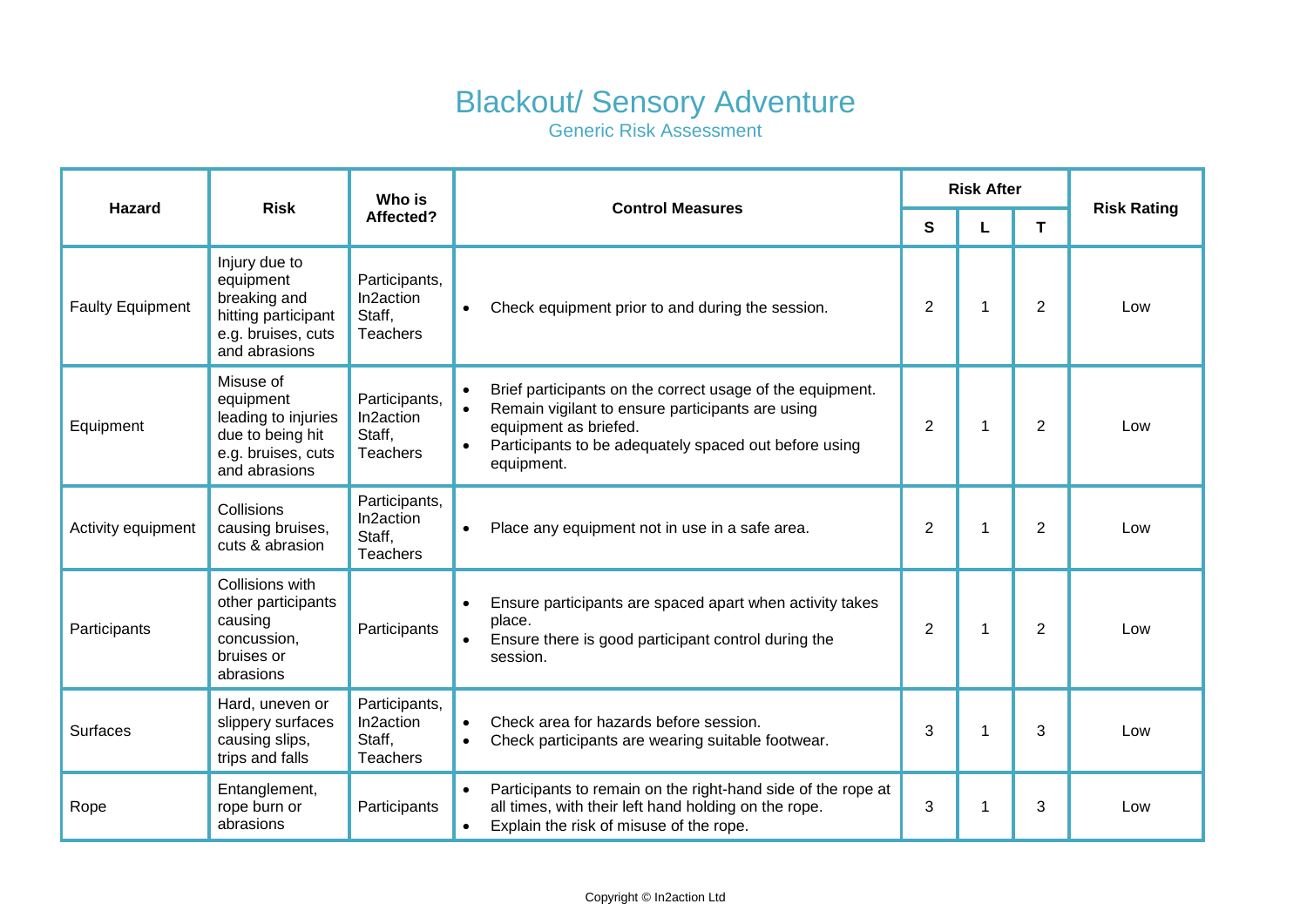# Blackout/ Sensory Adventure

## Generic Risk Assessment

| Hazard | Risk | Who is Affected? | Control Measures | Risk After | | | Risk Rating |
|---|---|---|---|---|---|---|---|
| | | | | S | L | T | |
| Faulty Equipment | Injury due to equipment breaking and hitting participant e.g. bruises, cuts and abrasions | Participants, In2action Staff, Teachers | • Check equipment prior to and during the session. | 2 | 1 | 2 | Low |
| Equipment | Misuse of equipment leading to injuries due to being hit e.g. bruises, cuts and abrasions | Participants, In2action Staff, Teachers | • Brief participants on the correct usage of the equipment.<br>• Remain vigilant to ensure participants are using equipment as briefed.<br>• Participants to be adequately spaced out before using equipment. | 2 | 1 | 2 | Low |
| Activity equipment | Collisions causing bruises, cuts & abrasion | Participants, In2action Staff, Teachers | • Place any equipment not in use in a safe area. | 2 | 1 | 2 | Low |
| Participants | Collisions with other participants causing concussion, bruises or abrasions | Participants | • Ensure participants are spaced apart when activity takes place.<br>• Ensure there is good participant control during the session. | 2 | 1 | 2 | Low |
| Surfaces | Hard, uneven or slippery surfaces causing slips, trips and falls | Participants, In2action Staff, Teachers | • Check area for hazards before session.<br>• Check participants are wearing suitable footwear. | 3 | 1 | 3 | Low |
| Rope | Entanglement, rope burn or abrasions | Participants | • Participants to remain on the right-hand side of the rope at all times, with their left hand holding on the rope.<br>• Explain the risk of misuse of the rope. | 3 | 1 | 3 | Low |

Copyright © In2action Ltd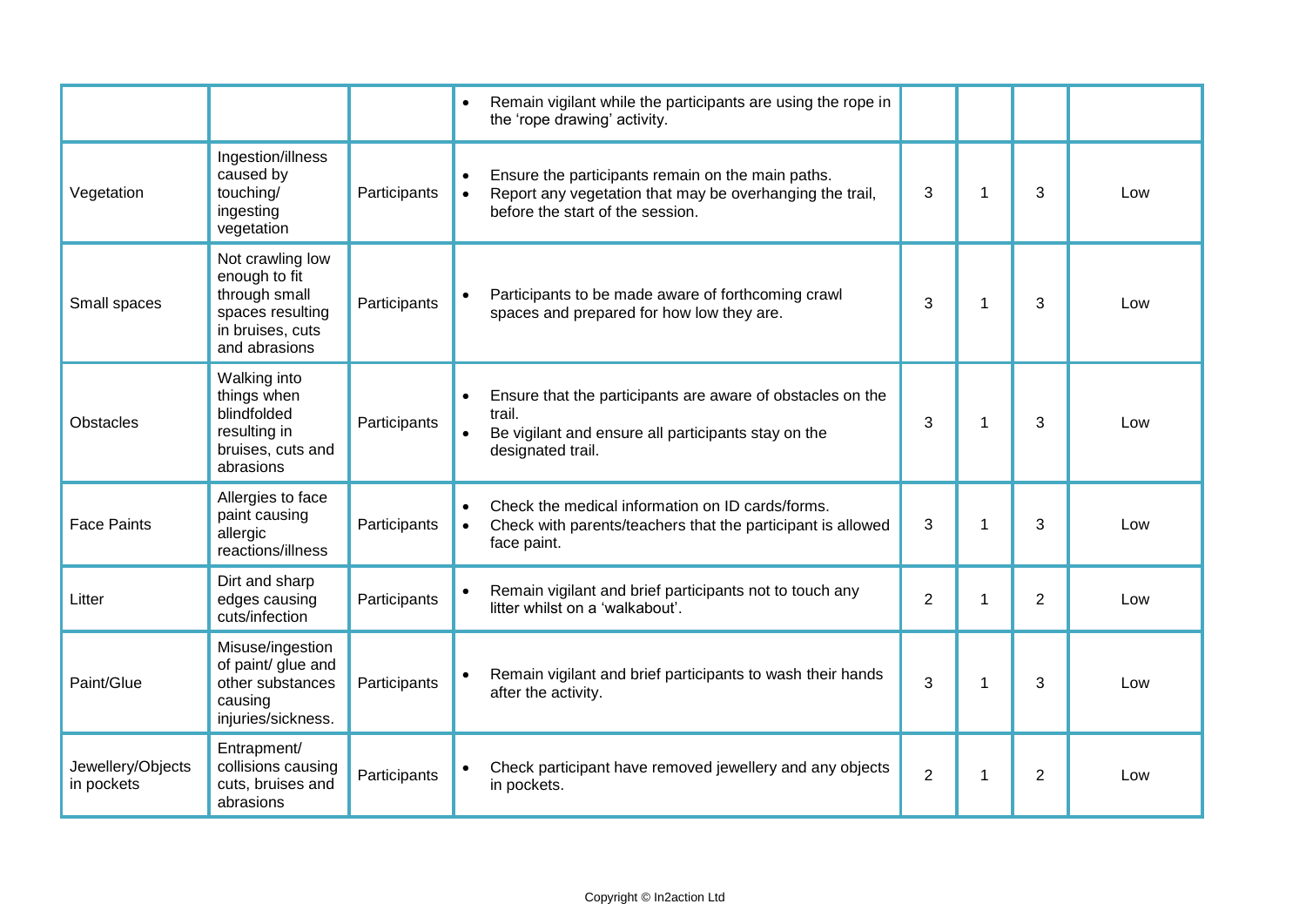| | | | | | | | |
|---|---|---|---|---|---|---|---|
| | | | • Remain vigilant while the participants are using the rope in the 'rope drawing' activity. | | | | |
| Vegetation | Ingestion/illness caused by touching/ ingesting vegetation | Participants | • Ensure the participants remain on the main paths.<br>• Report any vegetation that may be overhanging the trail, before the start of the session. | 3 | 1 | 3 | Low |
| Small spaces | Not crawling low enough to fit through small spaces resulting in bruises, cuts and abrasions | Participants | • Participants to be made aware of forthcoming crawl spaces and prepared for how low they are. | 3 | 1 | 3 | Low |
| Obstacles | Walking into things when blindfolded resulting in bruises, cuts and abrasions | Participants | • Ensure that the participants are aware of obstacles on the trail.<br>• Be vigilant and ensure all participants stay on the designated trail. | 3 | 1 | 3 | Low |
| Face Paints | Allergies to face paint causing allergic reactions/illness | Participants | • Check the medical information on ID cards/forms.<br>• Check with parents/teachers that the participant is allowed face paint. | 3 | 1 | 3 | Low |
| Litter | Dirt and sharp edges causing cuts/infection | Participants | • Remain vigilant and brief participants not to touch any litter whilst on a 'walkabout'. | 2 | 1 | 2 | Low |
| Paint/Glue | Misuse/ingestion of paint/ glue and other substances causing injuries/sickness. | Participants | • Remain vigilant and brief participants to wash their hands after the activity. | 3 | 1 | 3 | Low |
| Jewellery/Objects in pockets | Entrapment/ collisions causing cuts, bruises and abrasions | Participants | • Check participant have removed jewellery and any objects in pockets. | 2 | 1 | 2 | Low |

Copyright © In2action Ltd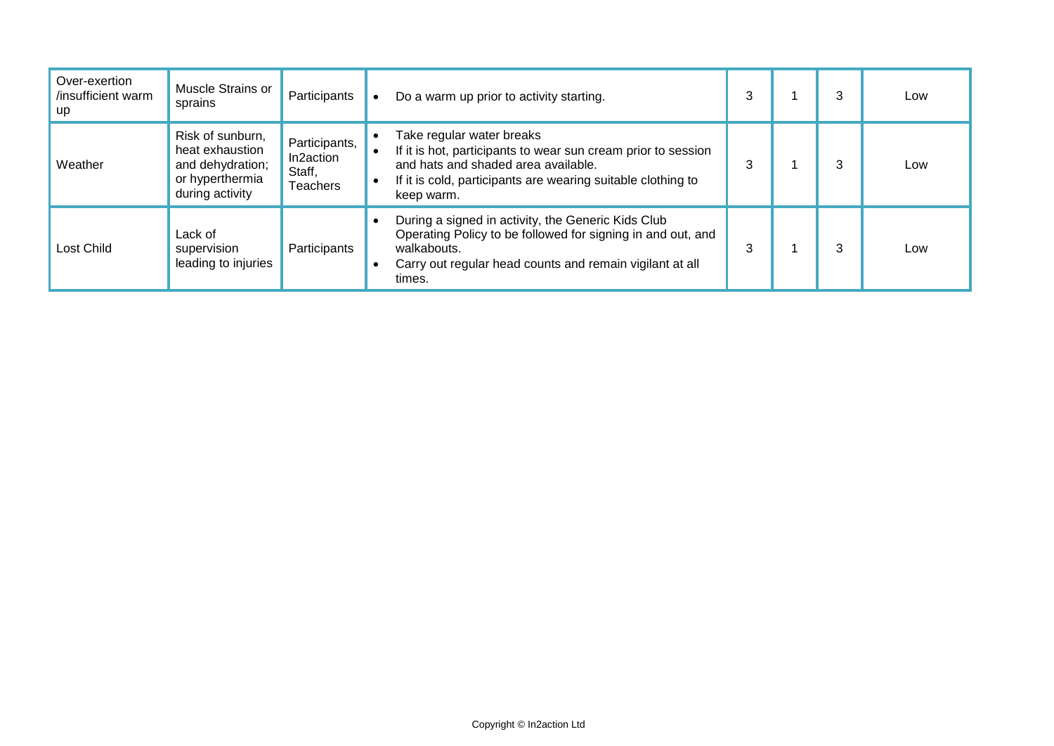| | | | | | | | |
|---|---|---|---|---|---|---|---|
| Over-exertion /insufficient warm up | Muscle Strains or sprains | Participants | • Do a warm up prior to activity starting. | 3 | 1 | 3 | Low |
| Weather | Risk of sunburn, heat exhaustion and dehydration; or hyperthermia during activity | Participants, In2action Staff, Teachers | • Take regular water breaks<br>• If it is hot, participants to wear sun cream prior to session and hats and shaded area available.<br>• If it is cold, participants are wearing suitable clothing to keep warm. | 3 | 1 | 3 | Low |
| Lost Child | Lack of supervision leading to injuries | Participants | • During a signed in activity, the Generic Kids Club Operating Policy to be followed for signing in and out, and walkabouts.<br>• Carry out regular head counts and remain vigilant at all times. | 3 | 1 | 3 | Low |

Copyright © In2action Ltd